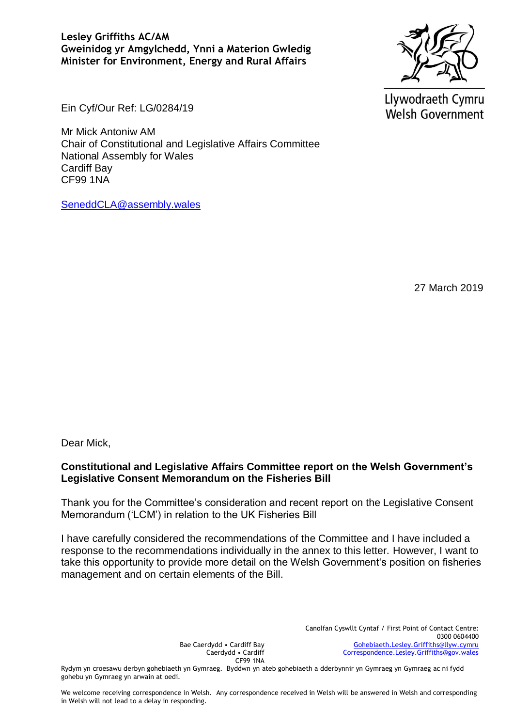**Lesley Griffiths AC/AM**
**Gweinidog yr Amgylchedd, Ynni a Materion Gwledig**
**Minister for Environment, Energy and Rural Affairs**

Llywodraeth Cymru
Welsh Government

Ein Cyf/Our Ref: LG/0284/19

Mr Mick Antoniw AM
Chair of Constitutional and Legislative Affairs Committee
National Assembly for Wales
Cardiff Bay
CF99 1NA

SeneddCLA@assembly.wales

27 March 2019

Dear Mick,

**Constitutional and Legislative Affairs Committee report on the Welsh Government's Legislative Consent Memorandum on the Fisheries Bill**

Thank you for the Committee's consideration and recent report on the Legislative Consent Memorandum ('LCM') in relation to the UK Fisheries Bill

I have carefully considered the recommendations of the Committee and I have included a response to the recommendations individually in the annex to this letter. However, I want to take this opportunity to provide more detail on the Welsh Government's position on fisheries management and on certain elements of the Bill.

Canolfan Cyswllt Cyntaf / First Point of Contact Centre:
0300 0604400
Gohebiaeth.Lesley.Griffiths@llyw.cymru
Correspondence.Lesley.Griffiths@gov.wales

Bae Caerdydd • Cardiff Bay
Caerdydd • Cardiff
CF99 1NA

Rydym yn croesawu derbyn gohebiaeth yn Gymraeg. Byddwn yn ateb gohebiaeth a dderbynnir yn Gymraeg yn Gymraeg ac ni fydd gohebu yn Gymraeg yn arwain at oedi.

We welcome receiving correspondence in Welsh. Any correspondence received in Welsh will be answered in Welsh and corresponding in Welsh will not lead to a delay in responding.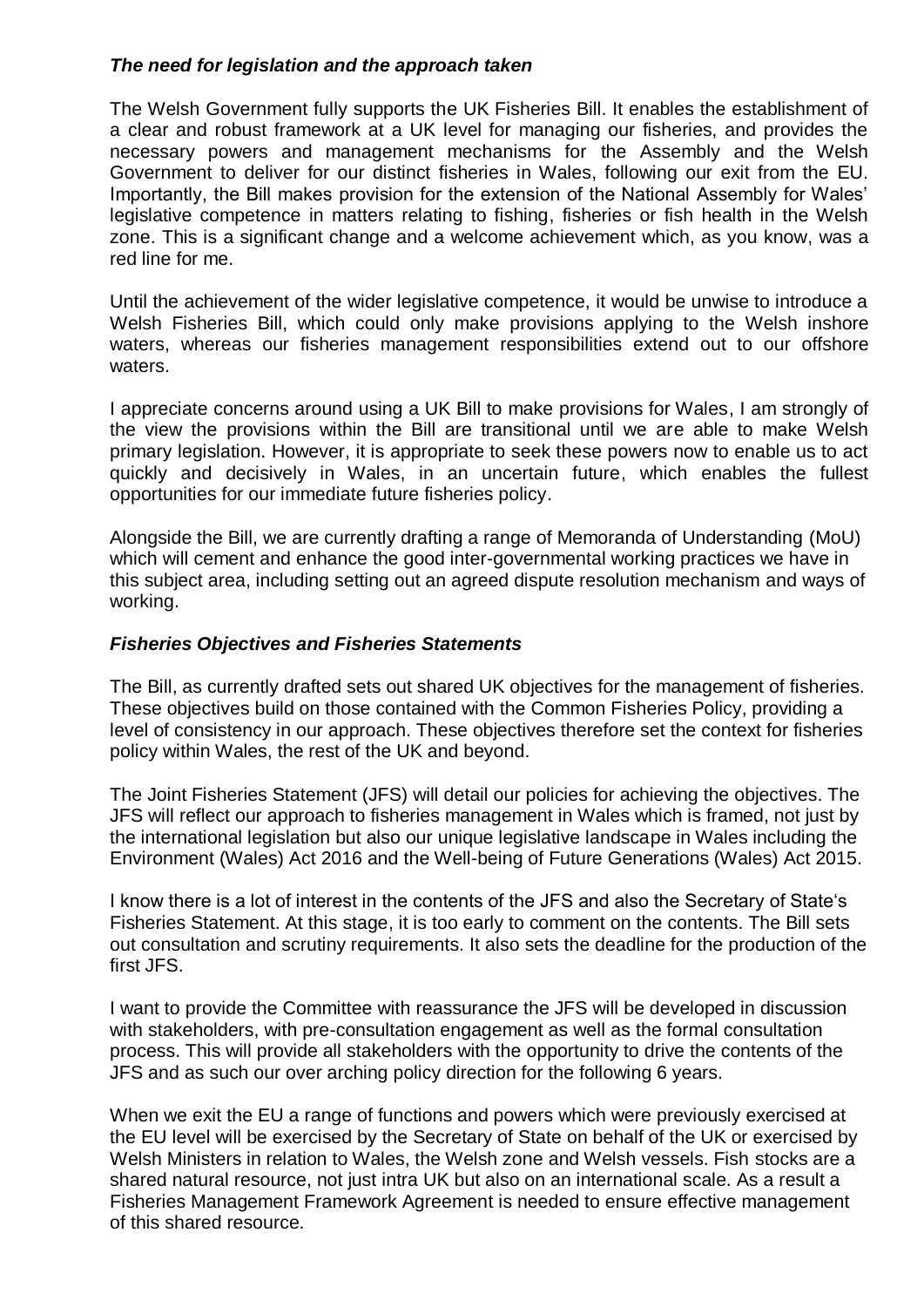### *The need for legislation and the approach taken*

The Welsh Government fully supports the UK Fisheries Bill. It enables the establishment of a clear and robust framework at a UK level for managing our fisheries, and provides the necessary powers and management mechanisms for the Assembly and the Welsh Government to deliver for our distinct fisheries in Wales, following our exit from the EU. Importantly, the Bill makes provision for the extension of the National Assembly for Wales' legislative competence in matters relating to fishing, fisheries or fish health in the Welsh zone. This is a significant change and a welcome achievement which, as you know, was a red line for me.

Until the achievement of the wider legislative competence, it would be unwise to introduce a Welsh Fisheries Bill, which could only make provisions applying to the Welsh inshore waters, whereas our fisheries management responsibilities extend out to our offshore waters.

I appreciate concerns around using a UK Bill to make provisions for Wales, I am strongly of the view the provisions within the Bill are transitional until we are able to make Welsh primary legislation. However, it is appropriate to seek these powers now to enable us to act quickly and decisively in Wales, in an uncertain future, which enables the fullest opportunities for our immediate future fisheries policy.

Alongside the Bill, we are currently drafting a range of Memoranda of Understanding (MoU) which will cement and enhance the good inter-governmental working practices we have in this subject area, including setting out an agreed dispute resolution mechanism and ways of working.

### *Fisheries Objectives and Fisheries Statements*

The Bill, as currently drafted sets out shared UK objectives for the management of fisheries. These objectives build on those contained with the Common Fisheries Policy, providing a level of consistency in our approach. These objectives therefore set the context for fisheries policy within Wales, the rest of the UK and beyond.

The Joint Fisheries Statement (JFS) will detail our policies for achieving the objectives. The JFS will reflect our approach to fisheries management in Wales which is framed, not just by the international legislation but also our unique legislative landscape in Wales including the Environment (Wales) Act 2016 and the Well-being of Future Generations (Wales) Act 2015.

I know there is a lot of interest in the contents of the JFS and also the Secretary of State's Fisheries Statement. At this stage, it is too early to comment on the contents. The Bill sets out consultation and scrutiny requirements. It also sets the deadline for the production of the first JFS.

I want to provide the Committee with reassurance the JFS will be developed in discussion with stakeholders, with pre-consultation engagement as well as the formal consultation process. This will provide all stakeholders with the opportunity to drive the contents of the JFS and as such our over arching policy direction for the following 6 years.

When we exit the EU a range of functions and powers which were previously exercised at the EU level will be exercised by the Secretary of State on behalf of the UK or exercised by Welsh Ministers in relation to Wales, the Welsh zone and Welsh vessels. Fish stocks are a shared natural resource, not just intra UK but also on an international scale. As a result a Fisheries Management Framework Agreement is needed to ensure effective management of this shared resource.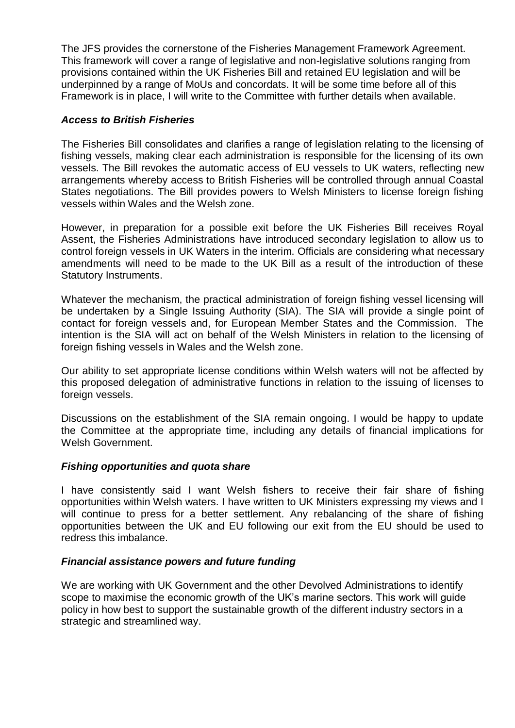The JFS provides the cornerstone of the Fisheries Management Framework Agreement. This framework will cover a range of legislative and non-legislative solutions ranging from provisions contained within the UK Fisheries Bill and retained EU legislation and will be underpinned by a range of MoUs and concordats. It will be some time before all of this Framework is in place, I will write to the Committee with further details when available.

***Access to British Fisheries***

The Fisheries Bill consolidates and clarifies a range of legislation relating to the licensing of fishing vessels, making clear each administration is responsible for the licensing of its own vessels. The Bill revokes the automatic access of EU vessels to UK waters, reflecting new arrangements whereby access to British Fisheries will be controlled through annual Coastal States negotiations. The Bill provides powers to Welsh Ministers to license foreign fishing vessels within Wales and the Welsh zone.

However, in preparation for a possible exit before the UK Fisheries Bill receives Royal Assent, the Fisheries Administrations have introduced secondary legislation to allow us to control foreign vessels in UK Waters in the interim. Officials are considering what necessary amendments will need to be made to the UK Bill as a result of the introduction of these Statutory Instruments.

Whatever the mechanism, the practical administration of foreign fishing vessel licensing will be undertaken by a Single Issuing Authority (SIA). The SIA will provide a single point of contact for foreign vessels and, for European Member States and the Commission. The intention is the SIA will act on behalf of the Welsh Ministers in relation to the licensing of foreign fishing vessels in Wales and the Welsh zone.

Our ability to set appropriate license conditions within Welsh waters will not be affected by this proposed delegation of administrative functions in relation to the issuing of licenses to foreign vessels.

Discussions on the establishment of the SIA remain ongoing. I would be happy to update the Committee at the appropriate time, including any details of financial implications for Welsh Government.

***Fishing opportunities and quota share***

I have consistently said I want Welsh fishers to receive their fair share of fishing opportunities within Welsh waters. I have written to UK Ministers expressing my views and I will continue to press for a better settlement. Any rebalancing of the share of fishing opportunities between the UK and EU following our exit from the EU should be used to redress this imbalance.

***Financial assistance powers and future funding***

We are working with UK Government and the other Devolved Administrations to identify scope to maximise the economic growth of the UK's marine sectors. This work will guide policy in how best to support the sustainable growth of the different industry sectors in a strategic and streamlined way.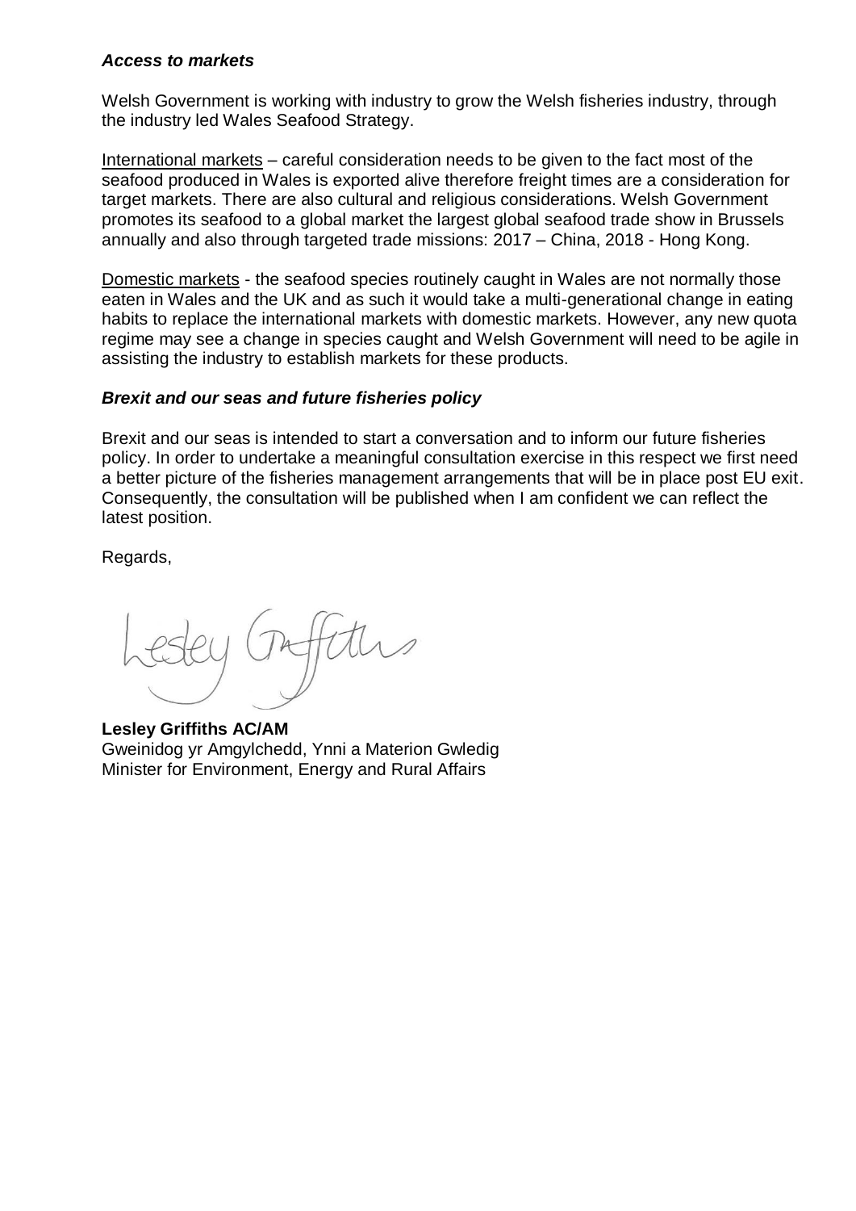***Access to markets***

Welsh Government is working with industry to grow the Welsh fisheries industry, through the industry led Wales Seafood Strategy.

International markets – careful consideration needs to be given to the fact most of the seafood produced in Wales is exported alive therefore freight times are a consideration for target markets. There are also cultural and religious considerations. Welsh Government promotes its seafood to a global market the largest global seafood trade show in Brussels annually and also through targeted trade missions: 2017 – China, 2018 - Hong Kong.

Domestic markets - the seafood species routinely caught in Wales are not normally those eaten in Wales and the UK and as such it would take a multi-generational change in eating habits to replace the international markets with domestic markets. However, any new quota regime may see a change in species caught and Welsh Government will need to be agile in assisting the industry to establish markets for these products.

***Brexit and our seas and future fisheries policy***

Brexit and our seas is intended to start a conversation and to inform our future fisheries policy. In order to undertake a meaningful consultation exercise in this respect we first need a better picture of the fisheries management arrangements that will be in place post EU exit. Consequently, the consultation will be published when I am confident we can reflect the latest position.

Regards,

Lesley Griffiths

**Lesley Griffiths AC/AM**
Gweinidog yr Amgylchedd, Ynni a Materion Gwledig
Minister for Environment, Energy and Rural Affairs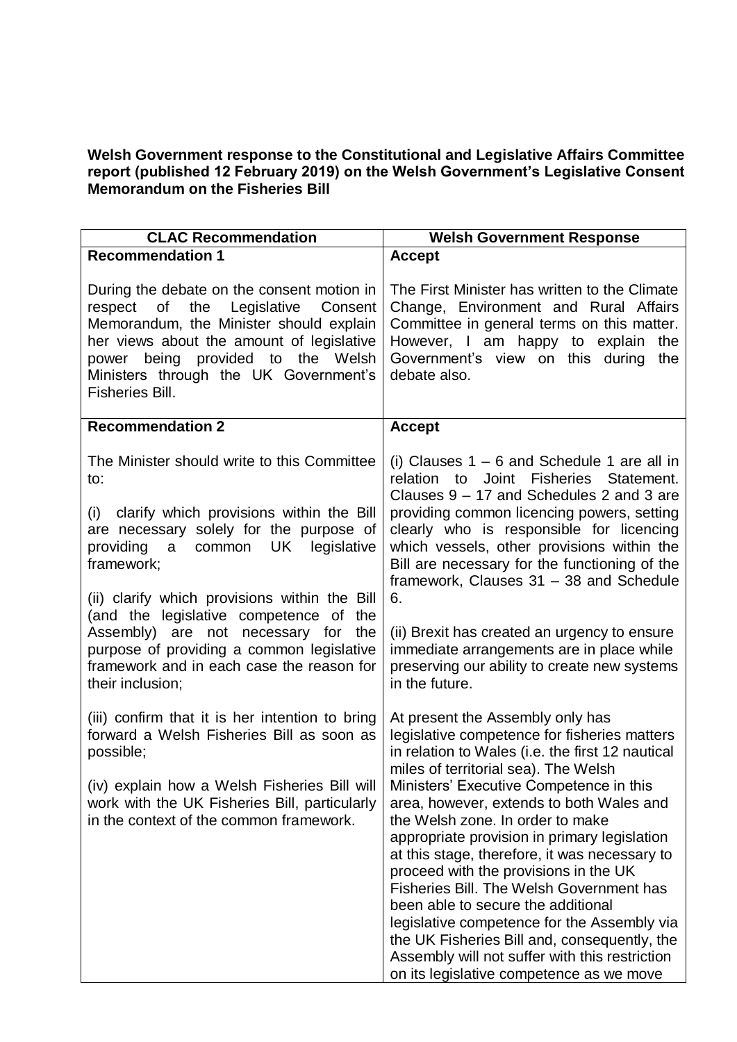**Welsh Government response to the Constitutional and Legislative Affairs Committee report (published 12 February 2019) on the Welsh Government's Legislative Consent Memorandum on the Fisheries Bill**

| CLAC Recommendation | Welsh Government Response |
|---|---|
| **Recommendation 1**<br><br>During the debate on the consent motion in respect of the Legislative Consent Memorandum, the Minister should explain her views about the amount of legislative power being provided to the Welsh Ministers through the UK Government's Fisheries Bill. | **Accept**<br><br>The First Minister has written to the Climate Change, Environment and Rural Affairs Committee in general terms on this matter. However, I am happy to explain the Government's view on this during the debate also. |
| **Recommendation 2**<br><br>The Minister should write to this Committee to:<br><br>(i) clarify which provisions within the Bill are necessary solely for the purpose of providing a common UK legislative framework;<br><br>(ii) clarify which provisions within the Bill (and the legislative competence of the Assembly) are not necessary for the purpose of providing a common legislative framework and in each case the reason for their inclusion;<br><br>(iii) confirm that it is her intention to bring forward a Welsh Fisheries Bill as soon as possible;<br><br>(iv) explain how a Welsh Fisheries Bill will work with the UK Fisheries Bill, particularly in the context of the common framework. | **Accept**<br><br>(i) Clauses 1 – 6 and Schedule 1 are all in relation to Joint Fisheries Statement. Clauses 9 – 17 and Schedules 2 and 3 are providing common licencing powers, setting clearly who is responsible for licencing which vessels, other provisions within the Bill are necessary for the functioning of the framework, Clauses 31 – 38 and Schedule 6.<br><br>(ii) Brexit has created an urgency to ensure immediate arrangements are in place while preserving our ability to create new systems in the future.<br><br>At present the Assembly only has legislative competence for fisheries matters in relation to Wales (i.e. the first 12 nautical miles of territorial sea). The Welsh Ministers' Executive Competence in this area, however, extends to both Wales and the Welsh zone. In order to make appropriate provision in primary legislation at this stage, therefore, it was necessary to proceed with the provisions in the UK Fisheries Bill. The Welsh Government has been able to secure the additional legislative competence for the Assembly via the UK Fisheries Bill and, consequently, the Assembly will not suffer with this restriction on its legislative competence as we move |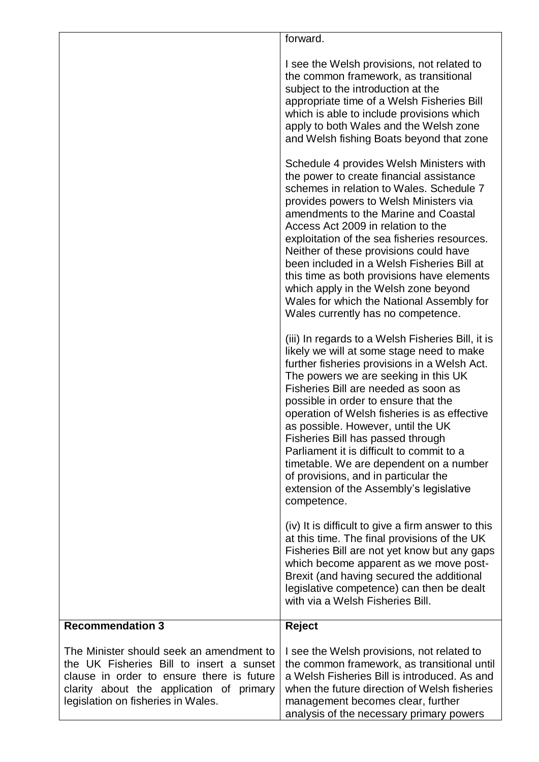| | |
|---|---|
| | forward.<br><br>I see the Welsh provisions, not related to the common framework, as transitional subject to the introduction at the appropriate time of a Welsh Fisheries Bill which is able to include provisions which apply to both Wales and the Welsh zone and Welsh fishing Boats beyond that zone<br><br>Schedule 4 provides Welsh Ministers with the power to create financial assistance schemes in relation to Wales. Schedule 7 provides powers to Welsh Ministers via amendments to the Marine and Coastal Access Act 2009 in relation to the exploitation of the sea fisheries resources. Neither of these provisions could have been included in a Welsh Fisheries Bill at this time as both provisions have elements which apply in the Welsh zone beyond Wales for which the National Assembly for Wales currently has no competence.<br><br>(iii) In regards to a Welsh Fisheries Bill, it is likely we will at some stage need to make further fisheries provisions in a Welsh Act. The powers we are seeking in this UK Fisheries Bill are needed as soon as possible in order to ensure that the operation of Welsh fisheries is as effective as possible. However, until the UK Fisheries Bill has passed through Parliament it is difficult to commit to a timetable. We are dependent on a number of provisions, and in particular the extension of the Assembly's legislative competence.<br><br>(iv) It is difficult to give a firm answer to this at this time. The final provisions of the UK Fisheries Bill are not yet know but any gaps which become apparent as we move post-Brexit (and having secured the additional legislative competence) can then be dealt with via a Welsh Fisheries Bill. |
| **Recommendation 3**<br><br>The Minister should seek an amendment to the UK Fisheries Bill to insert a sunset clause in order to ensure there is future clarity about the application of primary legislation on fisheries in Wales. | **Reject**<br><br>I see the Welsh provisions, not related to the common framework, as transitional until a Welsh Fisheries Bill is introduced. As and when the future direction of Welsh fisheries management becomes clear, further analysis of the necessary primary powers |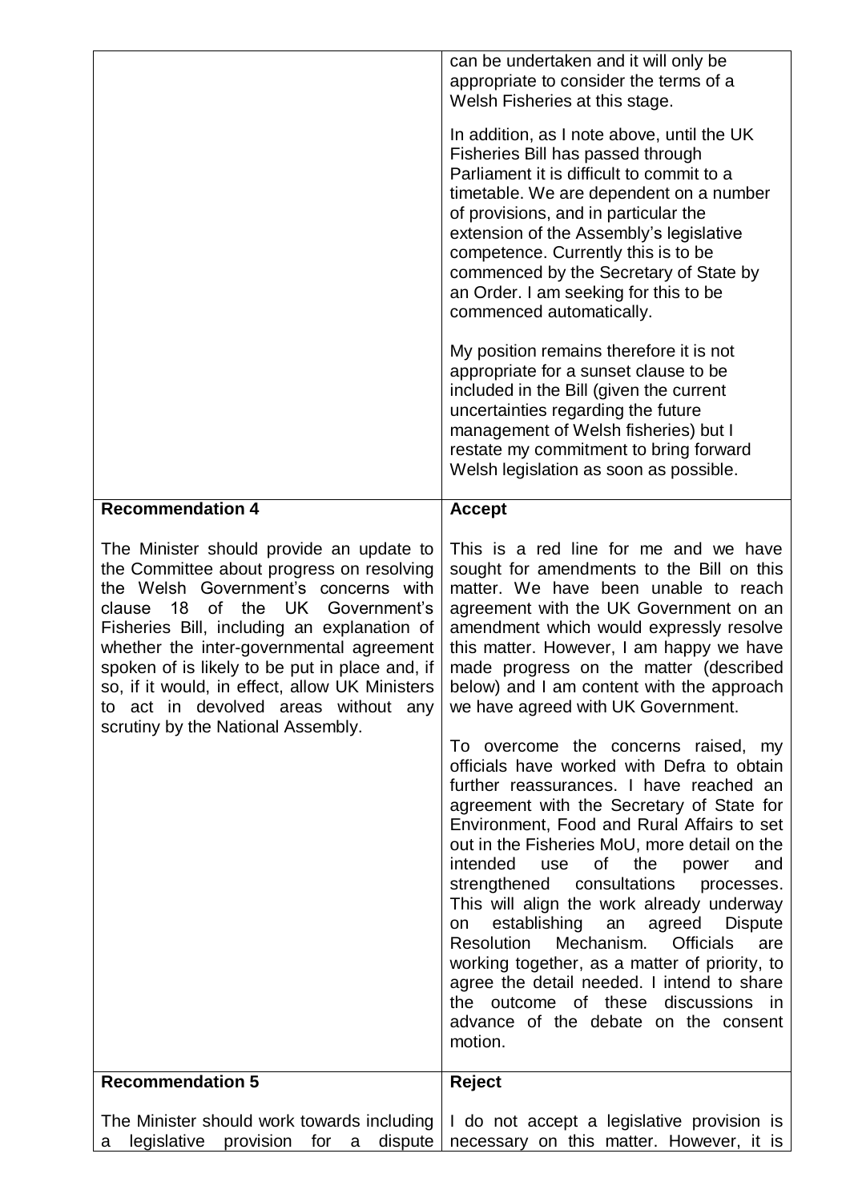| | |
|---|---|
| | can be undertaken and it will only be appropriate to consider the terms of a Welsh Fisheries at this stage.<br><br>In addition, as I note above, until the UK Fisheries Bill has passed through Parliament it is difficult to commit to a timetable. We are dependent on a number of provisions, and in particular the extension of the Assembly's legislative competence. Currently this is to be commenced by the Secretary of State by an Order. I am seeking for this to be commenced automatically.<br><br>My position remains therefore it is not appropriate for a sunset clause to be included in the Bill (given the current uncertainties regarding the future management of Welsh fisheries) but I restate my commitment to bring forward Welsh legislation as soon as possible. |
| **Recommendation 4**<br><br>The Minister should provide an update to the Committee about progress on resolving the Welsh Government's concerns with clause 18 of the UK Government's Fisheries Bill, including an explanation of whether the inter-governmental agreement spoken of is likely to be put in place and, if so, if it would, in effect, allow UK Ministers to act in devolved areas without any scrutiny by the National Assembly. | **Accept**<br><br>This is a red line for me and we have sought for amendments to the Bill on this matter. We have been unable to reach agreement with the UK Government on an amendment which would expressly resolve this matter. However, I am happy we have made progress on the matter (described below) and I am content with the approach we have agreed with UK Government.<br><br>To overcome the concerns raised, my officials have worked with Defra to obtain further reassurances. I have reached an agreement with the Secretary of State for Environment, Food and Rural Affairs to set out in the Fisheries MoU, more detail on the intended use of the power and strengthened consultations processes. This will align the work already underway on establishing an agreed Dispute Resolution Mechanism. Officials are working together, as a matter of priority, to agree the detail needed. I intend to share the outcome of these discussions in advance of the debate on the consent motion. |
| **Recommendation 5**<br><br>The Minister should work towards including a legislative provision for a dispute | **Reject**<br><br>I do not accept a legislative provision is necessary on this matter. However, it is |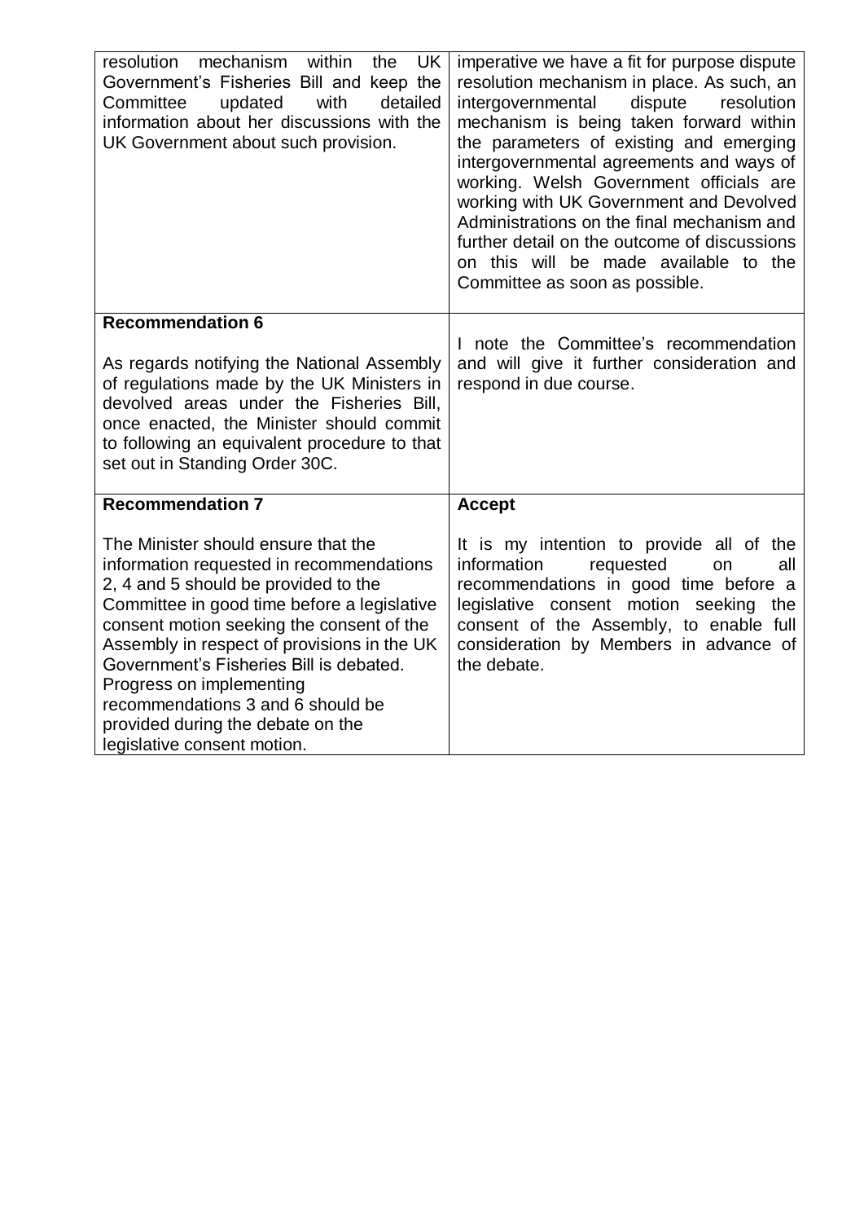| | |
|---|---|
| resolution mechanism within the UK Government's Fisheries Bill and keep the Committee updated with detailed information about her discussions with the UK Government about such provision. | imperative we have a fit for purpose dispute resolution mechanism in place. As such, an intergovernmental dispute resolution mechanism is being taken forward within the parameters of existing and emerging intergovernmental agreements and ways of working. Welsh Government officials are working with UK Government and Devolved Administrations on the final mechanism and further detail on the outcome of discussions on this will be made available to the Committee as soon as possible. |
| **Recommendation 6**<br><br>As regards notifying the National Assembly of regulations made by the UK Ministers in devolved areas under the Fisheries Bill, once enacted, the Minister should commit to following an equivalent procedure to that set out in Standing Order 30C. | I note the Committee's recommendation and will give it further consideration and respond in due course. |
| **Recommendation 7**<br><br>The Minister should ensure that the information requested in recommendations 2, 4 and 5 should be provided to the Committee in good time before a legislative consent motion seeking the consent of the Assembly in respect of provisions in the UK Government's Fisheries Bill is debated. Progress on implementing recommendations 3 and 6 should be provided during the debate on the legislative consent motion. | **Accept**<br><br>It is my intention to provide all of the information requested on all recommendations in good time before a legislative consent motion seeking the consent of the Assembly, to enable full consideration by Members in advance of the debate. |